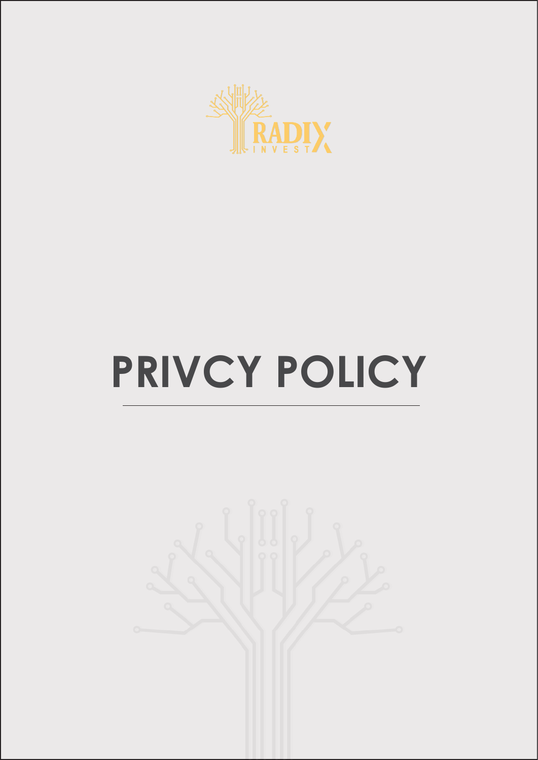RADIX INVEST

# PRIVCY POLICY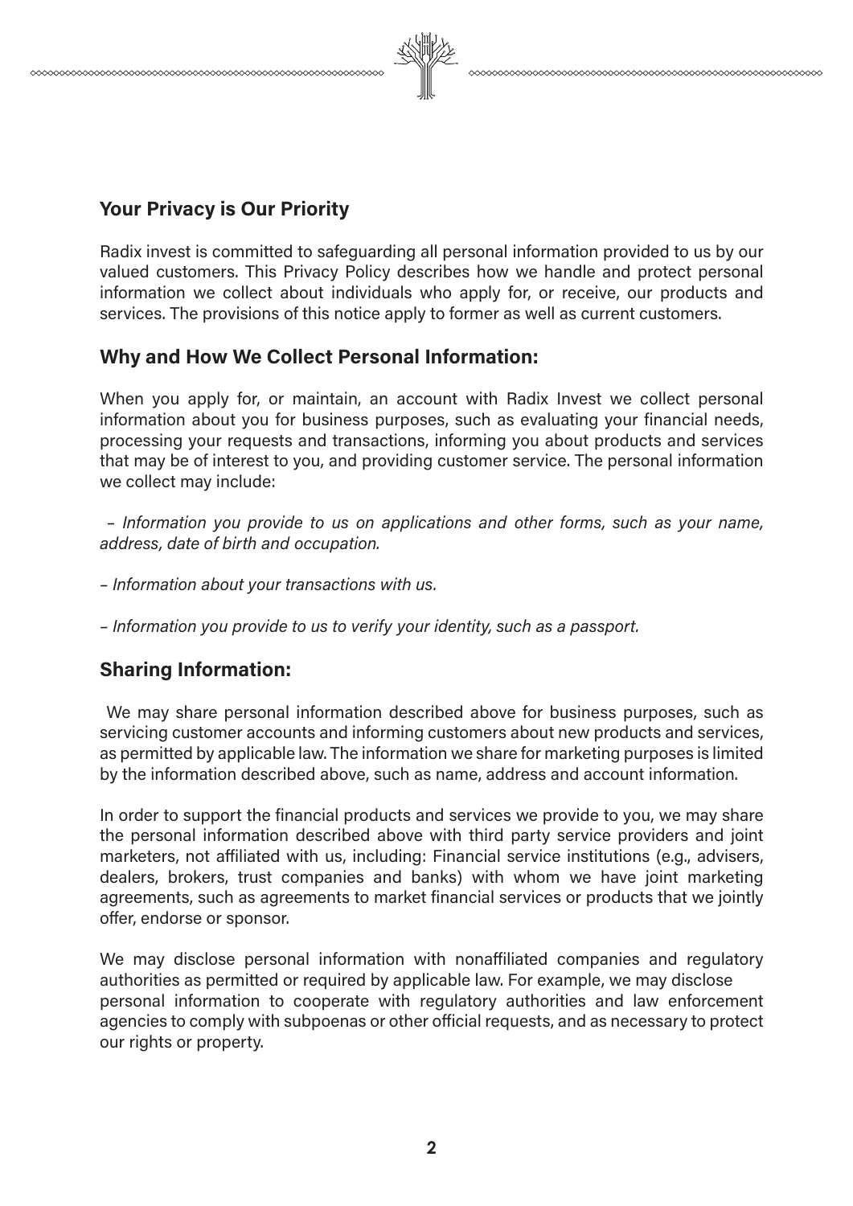## Your Privacy is Our Priority

Radix invest is committed to safeguarding all personal information provided to us by our valued customers. This Privacy Policy describes how we handle and protect personal information we collect about individuals who apply for, or receive, our products and services. The provisions of this notice apply to former as well as current customers.

## Why and How We Collect Personal Information:

When you apply for, or maintain, an account with Radix Invest we collect personal information about you for business purposes, such as evaluating your financial needs, processing your requests and transactions, informing you about products and services that may be of interest to you, and providing customer service. The personal information we collect may include:

– *Information you provide to us on applications and other forms, such as your name, address, date of birth and occupation.*

– *Information about your transactions with us.*

– *Information you provide to us to verify your identity, such as a passport.*

## Sharing Information:

We may share personal information described above for business purposes, such as servicing customer accounts and informing customers about new products and services, as permitted by applicable law. The information we share for marketing purposes is limited by the information described above, such as name, address and account information.

In order to support the financial products and services we provide to you, we may share the personal information described above with third party service providers and joint marketers, not affiliated with us, including: Financial service institutions (e.g., advisers, dealers, brokers, trust companies and banks) with whom we have joint marketing agreements, such as agreements to market financial services or products that we jointly offer, endorse or sponsor.

We may disclose personal information with nonaffiliated companies and regulatory authorities as permitted or required by applicable law. For example, we may disclose personal information to cooperate with regulatory authorities and law enforcement agencies to comply with subpoenas or other official requests, and as necessary to protect our rights or property.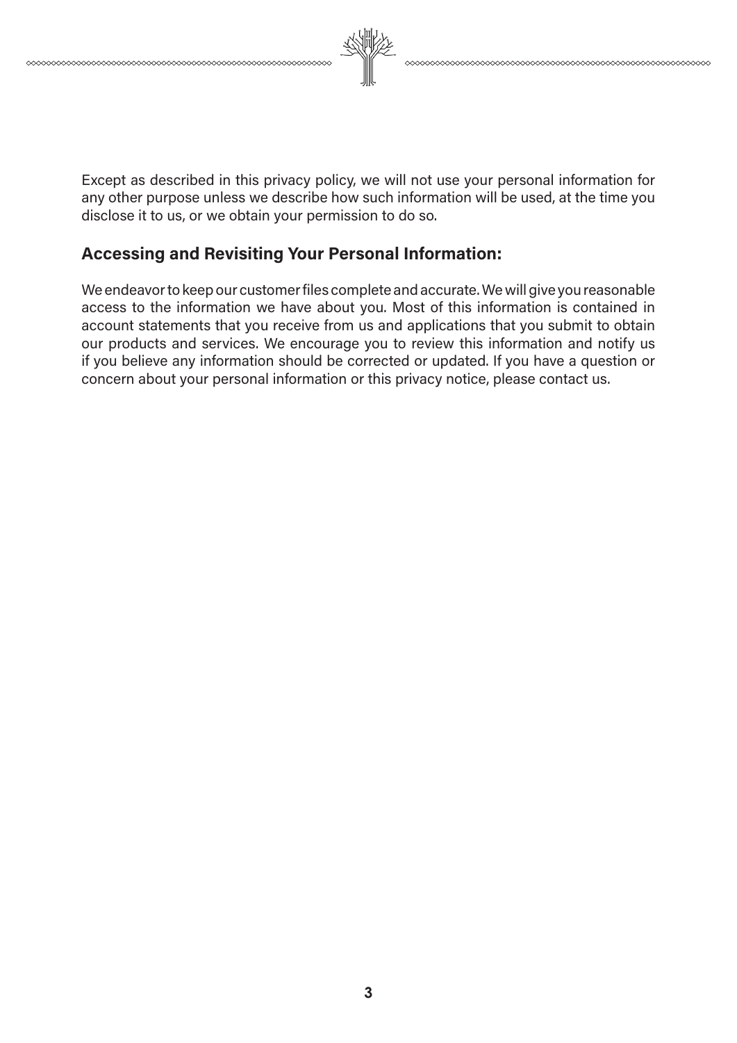Except as described in this privacy policy, we will not use your personal information for any other purpose unless we describe how such information will be used, at the time you disclose it to us, or we obtain your permission to do so.

## Accessing and Revisiting Your Personal Information:

We endeavor to keep our customer files complete and accurate. We will give you reasonable access to the information we have about you. Most of this information is contained in account statements that you receive from us and applications that you submit to obtain our products and services. We encourage you to review this information and notify us if you believe any information should be corrected or updated. If you have a question or concern about your personal information or this privacy notice, please contact us.